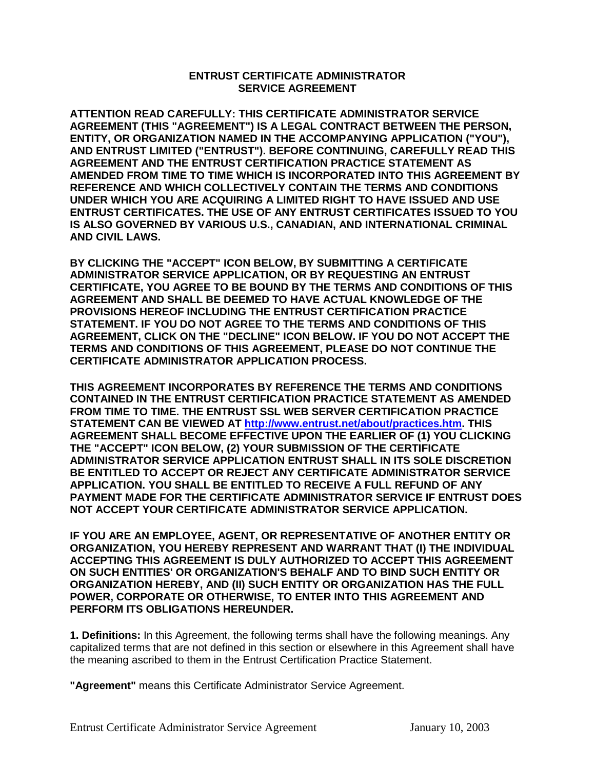# ENTRUST CERTIFICATE ADMINISTRATOR SERVICE AGREEMENT

**ATTENTION READ CAREFULLY: THIS CERTIFICATE ADMINISTRATOR SERVICE AGREEMENT (THIS "AGREEMENT") IS A LEGAL CONTRACT BETWEEN THE PERSON, ENTITY, OR ORGANIZATION NAMED IN THE ACCOMPANYING APPLICATION ("YOU"), AND ENTRUST LIMITED ("ENTRUST"). BEFORE CONTINUING, CAREFULLY READ THIS AGREEMENT AND THE ENTRUST CERTIFICATION PRACTICE STATEMENT AS AMENDED FROM TIME TO TIME WHICH IS INCORPORATED INTO THIS AGREEMENT BY REFERENCE AND WHICH COLLECTIVELY CONTAIN THE TERMS AND CONDITIONS UNDER WHICH YOU ARE ACQUIRING A LIMITED RIGHT TO HAVE ISSUED AND USE ENTRUST CERTIFICATES. THE USE OF ANY ENTRUST CERTIFICATES ISSUED TO YOU IS ALSO GOVERNED BY VARIOUS U.S., CANADIAN, AND INTERNATIONAL CRIMINAL AND CIVIL LAWS.**

**BY CLICKING THE "ACCEPT" ICON BELOW, BY SUBMITTING A CERTIFICATE ADMINISTRATOR SERVICE APPLICATION, OR BY REQUESTING AN ENTRUST CERTIFICATE, YOU AGREE TO BE BOUND BY THE TERMS AND CONDITIONS OF THIS AGREEMENT AND SHALL BE DEEMED TO HAVE ACTUAL KNOWLEDGE OF THE PROVISIONS HEREOF INCLUDING THE ENTRUST CERTIFICATION PRACTICE STATEMENT. IF YOU DO NOT AGREE TO THE TERMS AND CONDITIONS OF THIS AGREEMENT, CLICK ON THE "DECLINE" ICON BELOW. IF YOU DO NOT ACCEPT THE TERMS AND CONDITIONS OF THIS AGREEMENT, PLEASE DO NOT CONTINUE THE CERTIFICATE ADMINISTRATOR APPLICATION PROCESS.**

**THIS AGREEMENT INCORPORATES BY REFERENCE THE TERMS AND CONDITIONS CONTAINED IN THE ENTRUST CERTIFICATION PRACTICE STATEMENT AS AMENDED FROM TIME TO TIME. THE ENTRUST SSL WEB SERVER CERTIFICATION PRACTICE STATEMENT CAN BE VIEWED AT [http://www.entrust.net/about/practices.htm](http://www.entrust.net/about/practices.htm). THIS AGREEMENT SHALL BECOME EFFECTIVE UPON THE EARLIER OF (1) YOU CLICKING THE "ACCEPT" ICON BELOW, (2) YOUR SUBMISSION OF THE CERTIFICATE ADMINISTRATOR SERVICE APPLICATION ENTRUST SHALL IN ITS SOLE DISCRETION BE ENTITLED TO ACCEPT OR REJECT ANY CERTIFICATE ADMINISTRATOR SERVICE APPLICATION. YOU SHALL BE ENTITLED TO RECEIVE A FULL REFUND OF ANY PAYMENT MADE FOR THE CERTIFICATE ADMINISTRATOR SERVICE IF ENTRUST DOES NOT ACCEPT YOUR CERTIFICATE ADMINISTRATOR SERVICE APPLICATION.**

**IF YOU ARE AN EMPLOYEE, AGENT, OR REPRESENTATIVE OF ANOTHER ENTITY OR ORGANIZATION, YOU HEREBY REPRESENT AND WARRANT THAT (I) THE INDIVIDUAL ACCEPTING THIS AGREEMENT IS DULY AUTHORIZED TO ACCEPT THIS AGREEMENT ON SUCH ENTITIES' OR ORGANIZATION'S BEHALF AND TO BIND SUCH ENTITY OR ORGANIZATION HEREBY, AND (II) SUCH ENTITY OR ORGANIZATION HAS THE FULL POWER, CORPORATE OR OTHERWISE, TO ENTER INTO THIS AGREEMENT AND PERFORM ITS OBLIGATIONS HEREUNDER.**

**1. Definitions:** In this Agreement, the following terms shall have the following meanings. Any capitalized terms that are not defined in this section or elsewhere in this Agreement shall have the meaning ascribed to them in the Entrust Certification Practice Statement.

**"Agreement"** means this Certificate Administrator Service Agreement.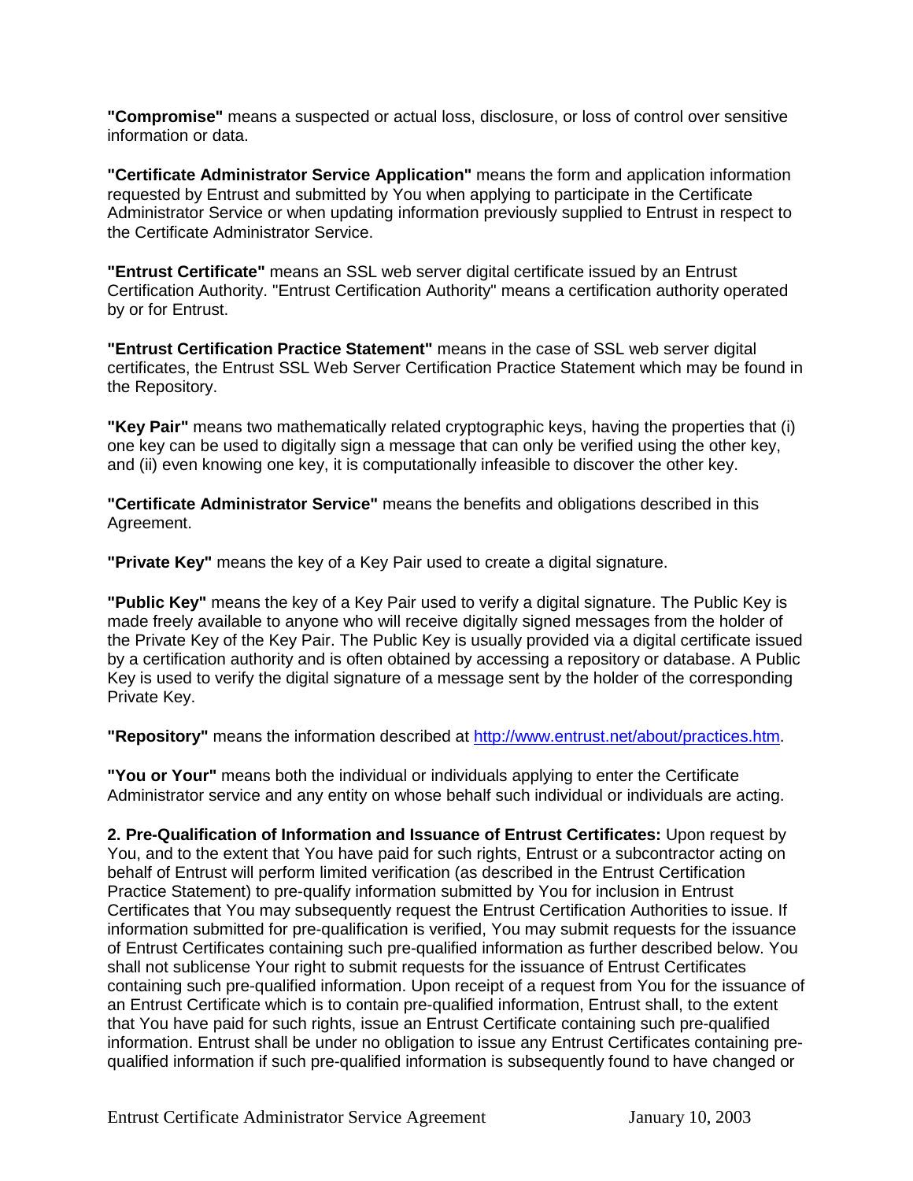**"Compromise"** means a suspected or actual loss, disclosure, or loss of control over sensitive information or data.

**"Certificate Administrator Service Application"** means the form and application information requested by Entrust and submitted by You when applying to participate in the Certificate Administrator Service or when updating information previously supplied to Entrust in respect to the Certificate Administrator Service.

**"Entrust Certificate"** means an SSL web server digital certificate issued by an Entrust Certification Authority. "Entrust Certification Authority" means a certification authority operated by or for Entrust.

**"Entrust Certification Practice Statement"** means in the case of SSL web server digital certificates, the Entrust SSL Web Server Certification Practice Statement which may be found in the Repository.

**"Key Pair"** means two mathematically related cryptographic keys, having the properties that (i) one key can be used to digitally sign a message that can only be verified using the other key, and (ii) even knowing one key, it is computationally infeasible to discover the other key.

**"Certificate Administrator Service"** means the benefits and obligations described in this Agreement.

**"Private Key"** means the key of a Key Pair used to create a digital signature.

**"Public Key"** means the key of a Key Pair used to verify a digital signature. The Public Key is made freely available to anyone who will receive digitally signed messages from the holder of the Private Key of the Key Pair. The Public Key is usually provided via a digital certificate issued by a certification authority and is often obtained by accessing a repository or database. A Public Key is used to verify the digital signature of a message sent by the holder of the corresponding Private Key.

**"Repository"** means the information described at [http://www.entrust.net/about/practices.htm](http://www.entrust.net/about/practices.htm).

**"You or Your"** means both the individual or individuals applying to enter the Certificate Administrator service and any entity on whose behalf such individual or individuals are acting.

**2. Pre-Qualification of Information and Issuance of Entrust Certificates:** Upon request by You, and to the extent that You have paid for such rights, Entrust or a subcontractor acting on behalf of Entrust will perform limited verification (as described in the Entrust Certification Practice Statement) to pre-qualify information submitted by You for inclusion in Entrust Certificates that You may subsequently request the Entrust Certification Authorities to issue. If information submitted for pre-qualification is verified, You may submit requests for the issuance of Entrust Certificates containing such pre-qualified information as further described below. You shall not sublicense Your right to submit requests for the issuance of Entrust Certificates containing such pre-qualified information. Upon receipt of a request from You for the issuance of an Entrust Certificate which is to contain pre-qualified information, Entrust shall, to the extent that You have paid for such rights, issue an Entrust Certificate containing such pre-qualified information. Entrust shall be under no obligation to issue any Entrust Certificates containing pre-qualified information if such pre-qualified information is subsequently found to have changed or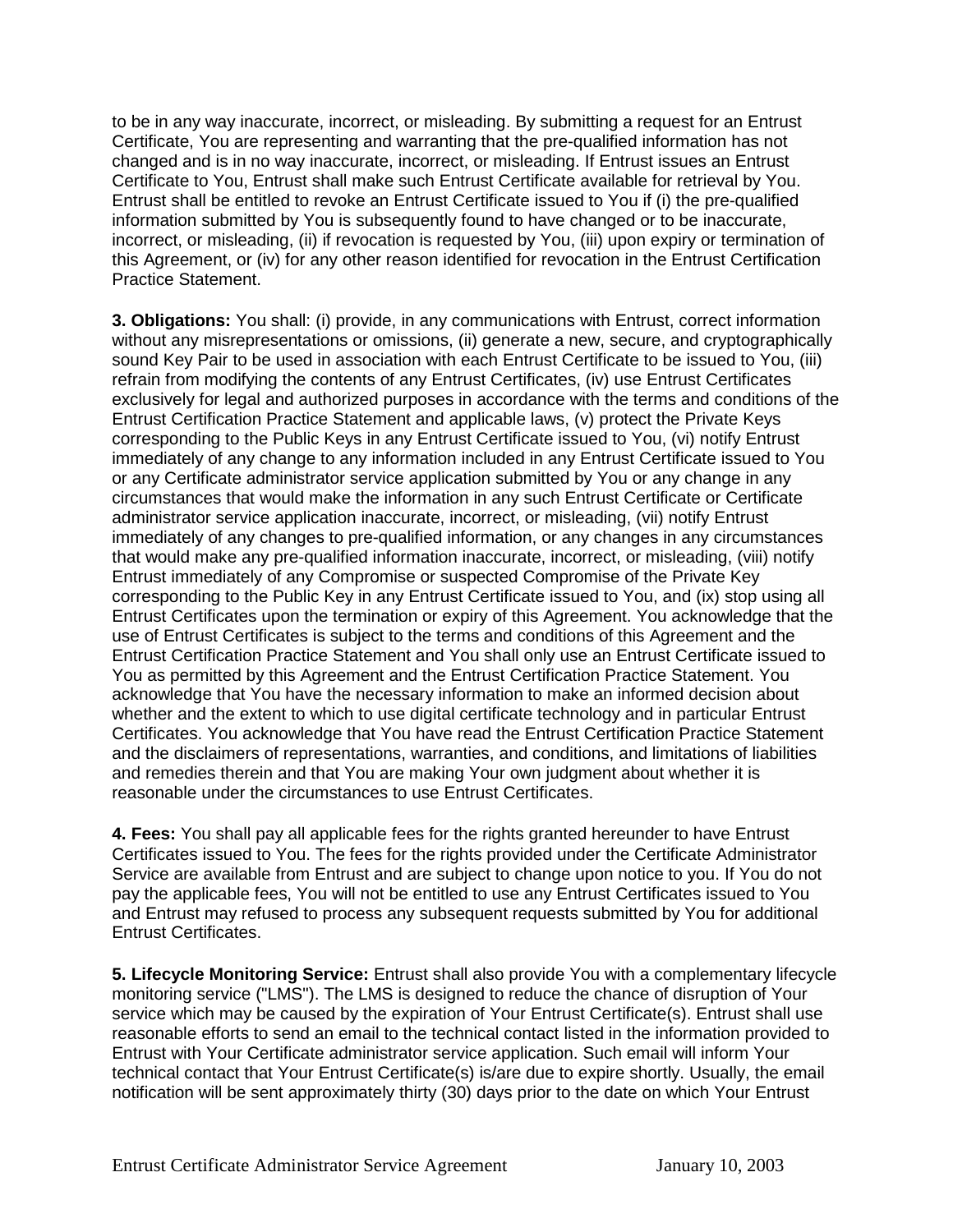to be in any way inaccurate, incorrect, or misleading. By submitting a request for an Entrust Certificate, You are representing and warranting that the pre-qualified information has not changed and is in no way inaccurate, incorrect, or misleading. If Entrust issues an Entrust Certificate to You, Entrust shall make such Entrust Certificate available for retrieval by You. Entrust shall be entitled to revoke an Entrust Certificate issued to You if (i) the pre-qualified information submitted by You is subsequently found to have changed or to be inaccurate, incorrect, or misleading, (ii) if revocation is requested by You, (iii) upon expiry or termination of this Agreement, or (iv) for any other reason identified for revocation in the Entrust Certification Practice Statement.

**3. Obligations:** You shall: (i) provide, in any communications with Entrust, correct information without any misrepresentations or omissions, (ii) generate a new, secure, and cryptographically sound Key Pair to be used in association with each Entrust Certificate to be issued to You, (iii) refrain from modifying the contents of any Entrust Certificates, (iv) use Entrust Certificates exclusively for legal and authorized purposes in accordance with the terms and conditions of the Entrust Certification Practice Statement and applicable laws, (v) protect the Private Keys corresponding to the Public Keys in any Entrust Certificate issued to You, (vi) notify Entrust immediately of any change to any information included in any Entrust Certificate issued to You or any Certificate administrator service application submitted by You or any change in any circumstances that would make the information in any such Entrust Certificate or Certificate administrator service application inaccurate, incorrect, or misleading, (vii) notify Entrust immediately of any changes to pre-qualified information, or any changes in any circumstances that would make any pre-qualified information inaccurate, incorrect, or misleading, (viii) notify Entrust immediately of any Compromise or suspected Compromise of the Private Key corresponding to the Public Key in any Entrust Certificate issued to You, and (ix) stop using all Entrust Certificates upon the termination or expiry of this Agreement. You acknowledge that the use of Entrust Certificates is subject to the terms and conditions of this Agreement and the Entrust Certification Practice Statement and You shall only use an Entrust Certificate issued to You as permitted by this Agreement and the Entrust Certification Practice Statement. You acknowledge that You have the necessary information to make an informed decision about whether and the extent to which to use digital certificate technology and in particular Entrust Certificates. You acknowledge that You have read the Entrust Certification Practice Statement and the disclaimers of representations, warranties, and conditions, and limitations of liabilities and remedies therein and that You are making Your own judgment about whether it is reasonable under the circumstances to use Entrust Certificates.

**4. Fees:** You shall pay all applicable fees for the rights granted hereunder to have Entrust Certificates issued to You. The fees for the rights provided under the Certificate Administrator Service are available from Entrust and are subject to change upon notice to you. If You do not pay the applicable fees, You will not be entitled to use any Entrust Certificates issued to You and Entrust may refused to process any subsequent requests submitted by You for additional Entrust Certificates.

**5. Lifecycle Monitoring Service:** Entrust shall also provide You with a complementary lifecycle monitoring service ("LMS"). The LMS is designed to reduce the chance of disruption of Your service which may be caused by the expiration of Your Entrust Certificate(s). Entrust shall use reasonable efforts to send an email to the technical contact listed in the information provided to Entrust with Your Certificate administrator service application. Such email will inform Your technical contact that Your Entrust Certificate(s) is/are due to expire shortly. Usually, the email notification will be sent approximately thirty (30) days prior to the date on which Your Entrust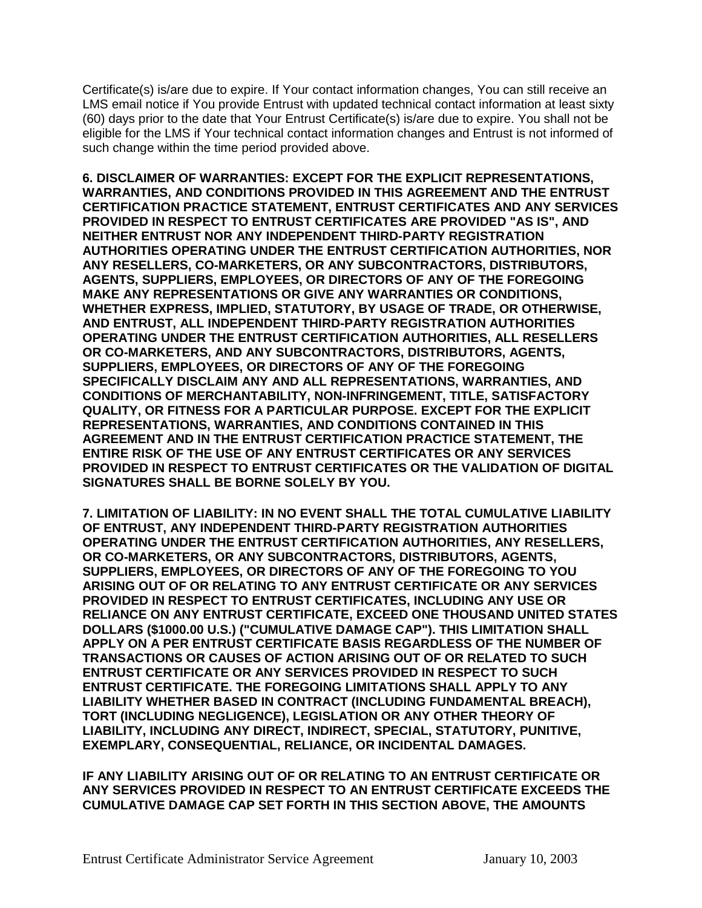Certificate(s) is/are due to expire. If Your contact information changes, You can still receive an LMS email notice if You provide Entrust with updated technical contact information at least sixty (60) days prior to the date that Your Entrust Certificate(s) is/are due to expire. You shall not be eligible for the LMS if Your technical contact information changes and Entrust is not informed of such change within the time period provided above.

**6. DISCLAIMER OF WARRANTIES: EXCEPT FOR THE EXPLICIT REPRESENTATIONS, WARRANTIES, AND CONDITIONS PROVIDED IN THIS AGREEMENT AND THE ENTRUST CERTIFICATION PRACTICE STATEMENT, ENTRUST CERTIFICATES AND ANY SERVICES PROVIDED IN RESPECT TO ENTRUST CERTIFICATES ARE PROVIDED "AS IS", AND NEITHER ENTRUST NOR ANY INDEPENDENT THIRD-PARTY REGISTRATION AUTHORITIES OPERATING UNDER THE ENTRUST CERTIFICATION AUTHORITIES, NOR ANY RESELLERS, CO-MARKETERS, OR ANY SUBCONTRACTORS, DISTRIBUTORS, AGENTS, SUPPLIERS, EMPLOYEES, OR DIRECTORS OF ANY OF THE FOREGOING MAKE ANY REPRESENTATIONS OR GIVE ANY WARRANTIES OR CONDITIONS, WHETHER EXPRESS, IMPLIED, STATUTORY, BY USAGE OF TRADE, OR OTHERWISE, AND ENTRUST, ALL INDEPENDENT THIRD-PARTY REGISTRATION AUTHORITIES OPERATING UNDER THE ENTRUST CERTIFICATION AUTHORITIES, ALL RESELLERS OR CO-MARKETERS, AND ANY SUBCONTRACTORS, DISTRIBUTORS, AGENTS, SUPPLIERS, EMPLOYEES, OR DIRECTORS OF ANY OF THE FOREGOING SPECIFICALLY DISCLAIM ANY AND ALL REPRESENTATIONS, WARRANTIES, AND CONDITIONS OF MERCHANTABILITY, NON-INFRINGEMENT, TITLE, SATISFACTORY QUALITY, OR FITNESS FOR A PARTICULAR PURPOSE. EXCEPT FOR THE EXPLICIT REPRESENTATIONS, WARRANTIES, AND CONDITIONS CONTAINED IN THIS AGREEMENT AND IN THE ENTRUST CERTIFICATION PRACTICE STATEMENT, THE ENTIRE RISK OF THE USE OF ANY ENTRUST CERTIFICATES OR ANY SERVICES PROVIDED IN RESPECT TO ENTRUST CERTIFICATES OR THE VALIDATION OF DIGITAL SIGNATURES SHALL BE BORNE SOLELY BY YOU.**

**7. LIMITATION OF LIABILITY: IN NO EVENT SHALL THE TOTAL CUMULATIVE LIABILITY OF ENTRUST, ANY INDEPENDENT THIRD-PARTY REGISTRATION AUTHORITIES OPERATING UNDER THE ENTRUST CERTIFICATION AUTHORITIES, ANY RESELLERS, OR CO-MARKETERS, OR ANY SUBCONTRACTORS, DISTRIBUTORS, AGENTS, SUPPLIERS, EMPLOYEES, OR DIRECTORS OF ANY OF THE FOREGOING TO YOU ARISING OUT OF OR RELATING TO ANY ENTRUST CERTIFICATE OR ANY SERVICES PROVIDED IN RESPECT TO ENTRUST CERTIFICATES, INCLUDING ANY USE OR RELIANCE ON ANY ENTRUST CERTIFICATE, EXCEED ONE THOUSAND UNITED STATES DOLLARS ($1000.00 U.S.) ("CUMULATIVE DAMAGE CAP"). THIS LIMITATION SHALL APPLY ON A PER ENTRUST CERTIFICATE BASIS REGARDLESS OF THE NUMBER OF TRANSACTIONS OR CAUSES OF ACTION ARISING OUT OF OR RELATED TO SUCH ENTRUST CERTIFICATE OR ANY SERVICES PROVIDED IN RESPECT TO SUCH ENTRUST CERTIFICATE. THE FOREGOING LIMITATIONS SHALL APPLY TO ANY LIABILITY WHETHER BASED IN CONTRACT (INCLUDING FUNDAMENTAL BREACH), TORT (INCLUDING NEGLIGENCE), LEGISLATION OR ANY OTHER THEORY OF LIABILITY, INCLUDING ANY DIRECT, INDIRECT, SPECIAL, STATUTORY, PUNITIVE, EXEMPLARY, CONSEQUENTIAL, RELIANCE, OR INCIDENTAL DAMAGES.**

**IF ANY LIABILITY ARISING OUT OF OR RELATING TO AN ENTRUST CERTIFICATE OR ANY SERVICES PROVIDED IN RESPECT TO AN ENTRUST CERTIFICATE EXCEEDS THE CUMULATIVE DAMAGE CAP SET FORTH IN THIS SECTION ABOVE, THE AMOUNTS**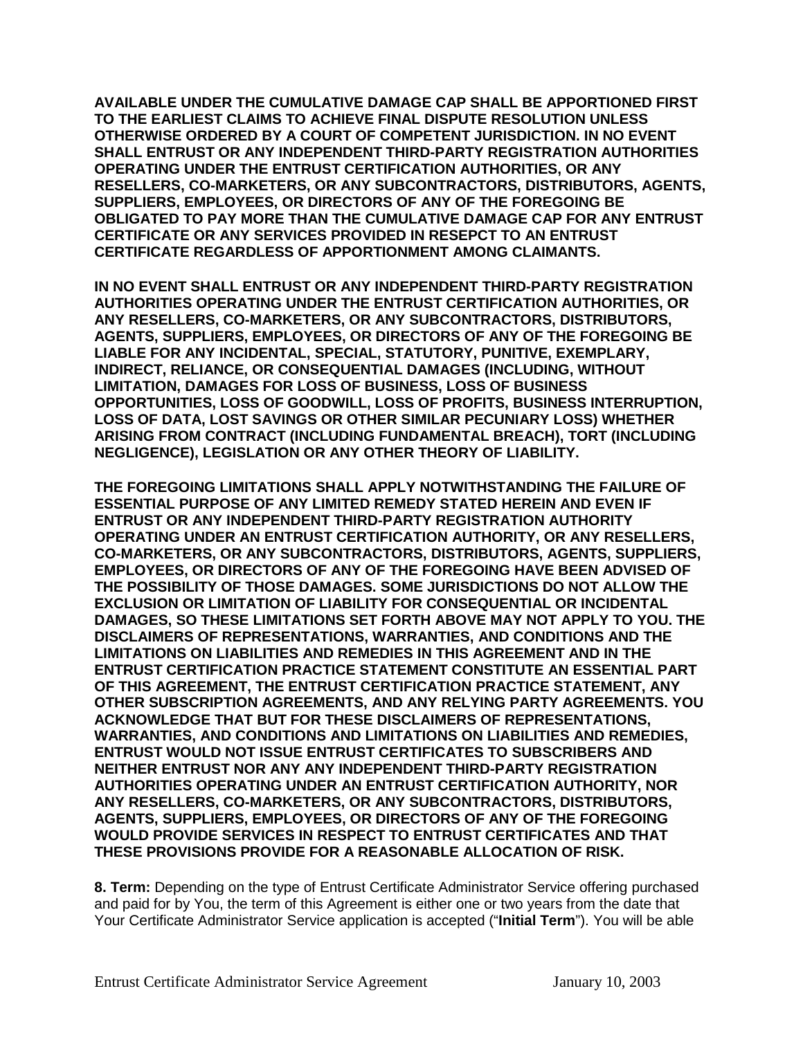**AVAILABLE UNDER THE CUMULATIVE DAMAGE CAP SHALL BE APPORTIONED FIRST TO THE EARLIEST CLAIMS TO ACHIEVE FINAL DISPUTE RESOLUTION UNLESS OTHERWISE ORDERED BY A COURT OF COMPETENT JURISDICTION. IN NO EVENT SHALL ENTRUST OR ANY INDEPENDENT THIRD-PARTY REGISTRATION AUTHORITIES OPERATING UNDER THE ENTRUST CERTIFICATION AUTHORITIES, OR ANY RESELLERS, CO-MARKETERS, OR ANY SUBCONTRACTORS, DISTRIBUTORS, AGENTS, SUPPLIERS, EMPLOYEES, OR DIRECTORS OF ANY OF THE FOREGOING BE OBLIGATED TO PAY MORE THAN THE CUMULATIVE DAMAGE CAP FOR ANY ENTRUST CERTIFICATE OR ANY SERVICES PROVIDED IN RESEPCT TO AN ENTRUST CERTIFICATE REGARDLESS OF APPORTIONMENT AMONG CLAIMANTS.**

**IN NO EVENT SHALL ENTRUST OR ANY INDEPENDENT THIRD-PARTY REGISTRATION AUTHORITIES OPERATING UNDER THE ENTRUST CERTIFICATION AUTHORITIES, OR ANY RESELLERS, CO-MARKETERS, OR ANY SUBCONTRACTORS, DISTRIBUTORS, AGENTS, SUPPLIERS, EMPLOYEES, OR DIRECTORS OF ANY OF THE FOREGOING BE LIABLE FOR ANY INCIDENTAL, SPECIAL, STATUTORY, PUNITIVE, EXEMPLARY, INDIRECT, RELIANCE, OR CONSEQUENTIAL DAMAGES (INCLUDING, WITHOUT LIMITATION, DAMAGES FOR LOSS OF BUSINESS, LOSS OF BUSINESS OPPORTUNITIES, LOSS OF GOODWILL, LOSS OF PROFITS, BUSINESS INTERRUPTION, LOSS OF DATA, LOST SAVINGS OR OTHER SIMILAR PECUNIARY LOSS) WHETHER ARISING FROM CONTRACT (INCLUDING FUNDAMENTAL BREACH), TORT (INCLUDING NEGLIGENCE), LEGISLATION OR ANY OTHER THEORY OF LIABILITY.**

**THE FOREGOING LIMITATIONS SHALL APPLY NOTWITHSTANDING THE FAILURE OF ESSENTIAL PURPOSE OF ANY LIMITED REMEDY STATED HEREIN AND EVEN IF ENTRUST OR ANY INDEPENDENT THIRD-PARTY REGISTRATION AUTHORITY OPERATING UNDER AN ENTRUST CERTIFICATION AUTHORITY, OR ANY RESELLERS, CO-MARKETERS, OR ANY SUBCONTRACTORS, DISTRIBUTORS, AGENTS, SUPPLIERS, EMPLOYEES, OR DIRECTORS OF ANY OF THE FOREGOING HAVE BEEN ADVISED OF THE POSSIBILITY OF THOSE DAMAGES. SOME JURISDICTIONS DO NOT ALLOW THE EXCLUSION OR LIMITATION OF LIABILITY FOR CONSEQUENTIAL OR INCIDENTAL DAMAGES, SO THESE LIMITATIONS SET FORTH ABOVE MAY NOT APPLY TO YOU. THE DISCLAIMERS OF REPRESENTATIONS, WARRANTIES, AND CONDITIONS AND THE LIMITATIONS ON LIABILITIES AND REMEDIES IN THIS AGREEMENT AND IN THE ENTRUST CERTIFICATION PRACTICE STATEMENT CONSTITUTE AN ESSENTIAL PART OF THIS AGREEMENT, THE ENTRUST CERTIFICATION PRACTICE STATEMENT, ANY OTHER SUBSCRIPTION AGREEMENTS, AND ANY RELYING PARTY AGREEMENTS. YOU ACKNOWLEDGE THAT BUT FOR THESE DISCLAIMERS OF REPRESENTATIONS, WARRANTIES, AND CONDITIONS AND LIMITATIONS ON LIABILITIES AND REMEDIES, ENTRUST WOULD NOT ISSUE ENTRUST CERTIFICATES TO SUBSCRIBERS AND NEITHER ENTRUST NOR ANY ANY INDEPENDENT THIRD-PARTY REGISTRATION AUTHORITIES OPERATING UNDER AN ENTRUST CERTIFICATION AUTHORITY, NOR ANY RESELLERS, CO-MARKETERS, OR ANY SUBCONTRACTORS, DISTRIBUTORS, AGENTS, SUPPLIERS, EMPLOYEES, OR DIRECTORS OF ANY OF THE FOREGOING WOULD PROVIDE SERVICES IN RESPECT TO ENTRUST CERTIFICATES AND THAT THESE PROVISIONS PROVIDE FOR A REASONABLE ALLOCATION OF RISK.**

**8. Term:** Depending on the type of Entrust Certificate Administrator Service offering purchased and paid for by You, the term of this Agreement is either one or two years from the date that Your Certificate Administrator Service application is accepted ("**Initial Term**"). You will be able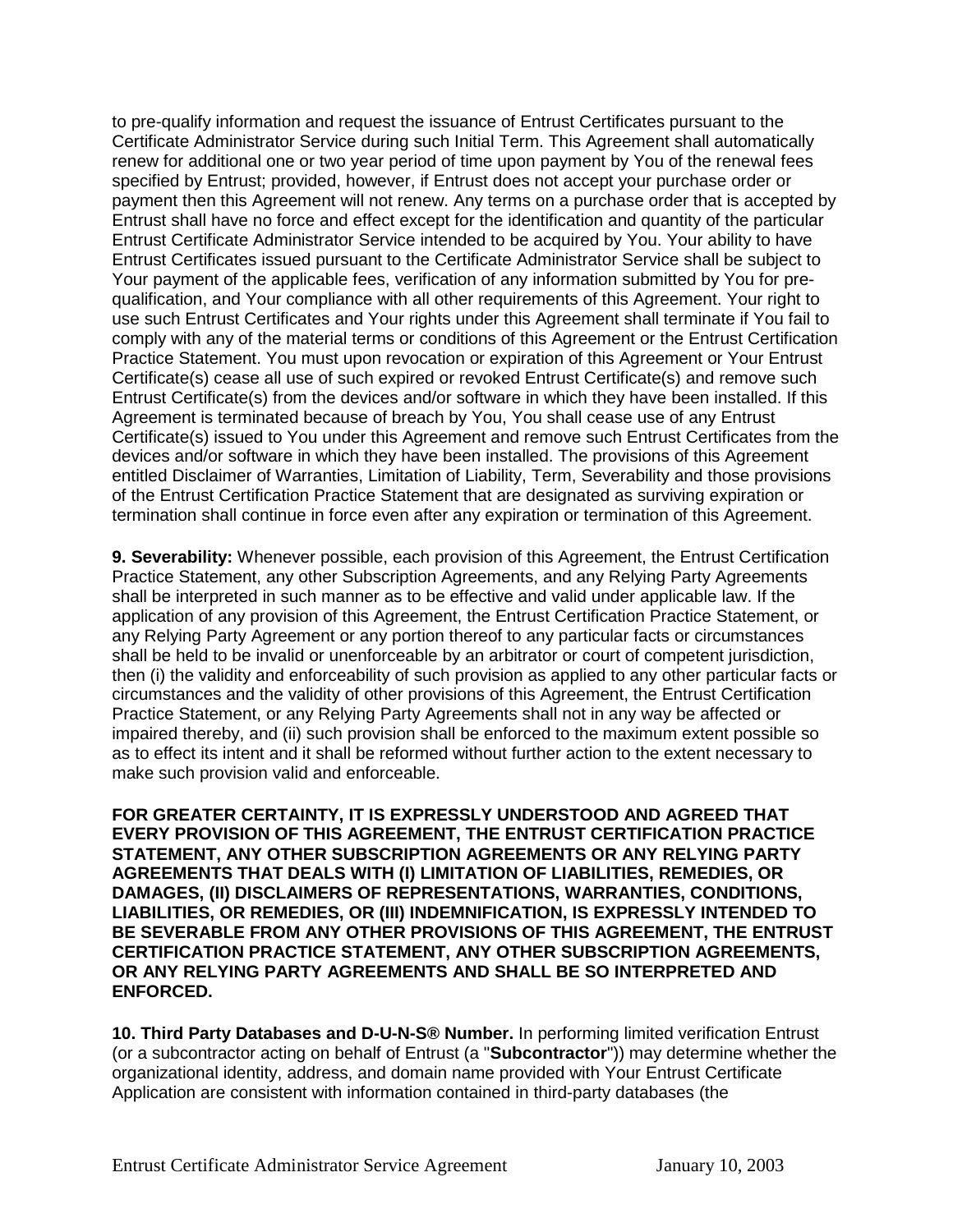to pre-qualify information and request the issuance of Entrust Certificates pursuant to the Certificate Administrator Service during such Initial Term. This Agreement shall automatically renew for additional one or two year period of time upon payment by You of the renewal fees specified by Entrust; provided, however, if Entrust does not accept your purchase order or payment then this Agreement will not renew. Any terms on a purchase order that is accepted by Entrust shall have no force and effect except for the identification and quantity of the particular Entrust Certificate Administrator Service intended to be acquired by You. Your ability to have Entrust Certificates issued pursuant to the Certificate Administrator Service shall be subject to Your payment of the applicable fees, verification of any information submitted by You for pre-qualification, and Your compliance with all other requirements of this Agreement. Your right to use such Entrust Certificates and Your rights under this Agreement shall terminate if You fail to comply with any of the material terms or conditions of this Agreement or the Entrust Certification Practice Statement. You must upon revocation or expiration of this Agreement or Your Entrust Certificate(s) cease all use of such expired or revoked Entrust Certificate(s) and remove such Entrust Certificate(s) from the devices and/or software in which they have been installed. If this Agreement is terminated because of breach by You, You shall cease use of any Entrust Certificate(s) issued to You under this Agreement and remove such Entrust Certificates from the devices and/or software in which they have been installed. The provisions of this Agreement entitled Disclaimer of Warranties, Limitation of Liability, Term, Severability and those provisions of the Entrust Certification Practice Statement that are designated as surviving expiration or termination shall continue in force even after any expiration or termination of this Agreement.

**9. Severability:** Whenever possible, each provision of this Agreement, the Entrust Certification Practice Statement, any other Subscription Agreements, and any Relying Party Agreements shall be interpreted in such manner as to be effective and valid under applicable law. If the application of any provision of this Agreement, the Entrust Certification Practice Statement, or any Relying Party Agreement or any portion thereof to any particular facts or circumstances shall be held to be invalid or unenforceable by an arbitrator or court of competent jurisdiction, then (i) the validity and enforceability of such provision as applied to any other particular facts or circumstances and the validity of other provisions of this Agreement, the Entrust Certification Practice Statement, or any Relying Party Agreements shall not in any way be affected or impaired thereby, and (ii) such provision shall be enforced to the maximum extent possible so as to effect its intent and it shall be reformed without further action to the extent necessary to make such provision valid and enforceable.

**FOR GREATER CERTAINTY, IT IS EXPRESSLY UNDERSTOOD AND AGREED THAT EVERY PROVISION OF THIS AGREEMENT, THE ENTRUST CERTIFICATION PRACTICE STATEMENT, ANY OTHER SUBSCRIPTION AGREEMENTS OR ANY RELYING PARTY AGREEMENTS THAT DEALS WITH (I) LIMITATION OF LIABILITIES, REMEDIES, OR DAMAGES, (II) DISCLAIMERS OF REPRESENTATIONS, WARRANTIES, CONDITIONS, LIABILITIES, OR REMEDIES, OR (III) INDEMNIFICATION, IS EXPRESSLY INTENDED TO BE SEVERABLE FROM ANY OTHER PROVISIONS OF THIS AGREEMENT, THE ENTRUST CERTIFICATION PRACTICE STATEMENT, ANY OTHER SUBSCRIPTION AGREEMENTS, OR ANY RELYING PARTY AGREEMENTS AND SHALL BE SO INTERPRETED AND ENFORCED.**

**10. Third Party Databases and D-U-N-S® Number.** In performing limited verification Entrust (or a subcontractor acting on behalf of Entrust (a "**Subcontractor**")) may determine whether the organizational identity, address, and domain name provided with Your Entrust Certificate Application are consistent with information contained in third-party databases (the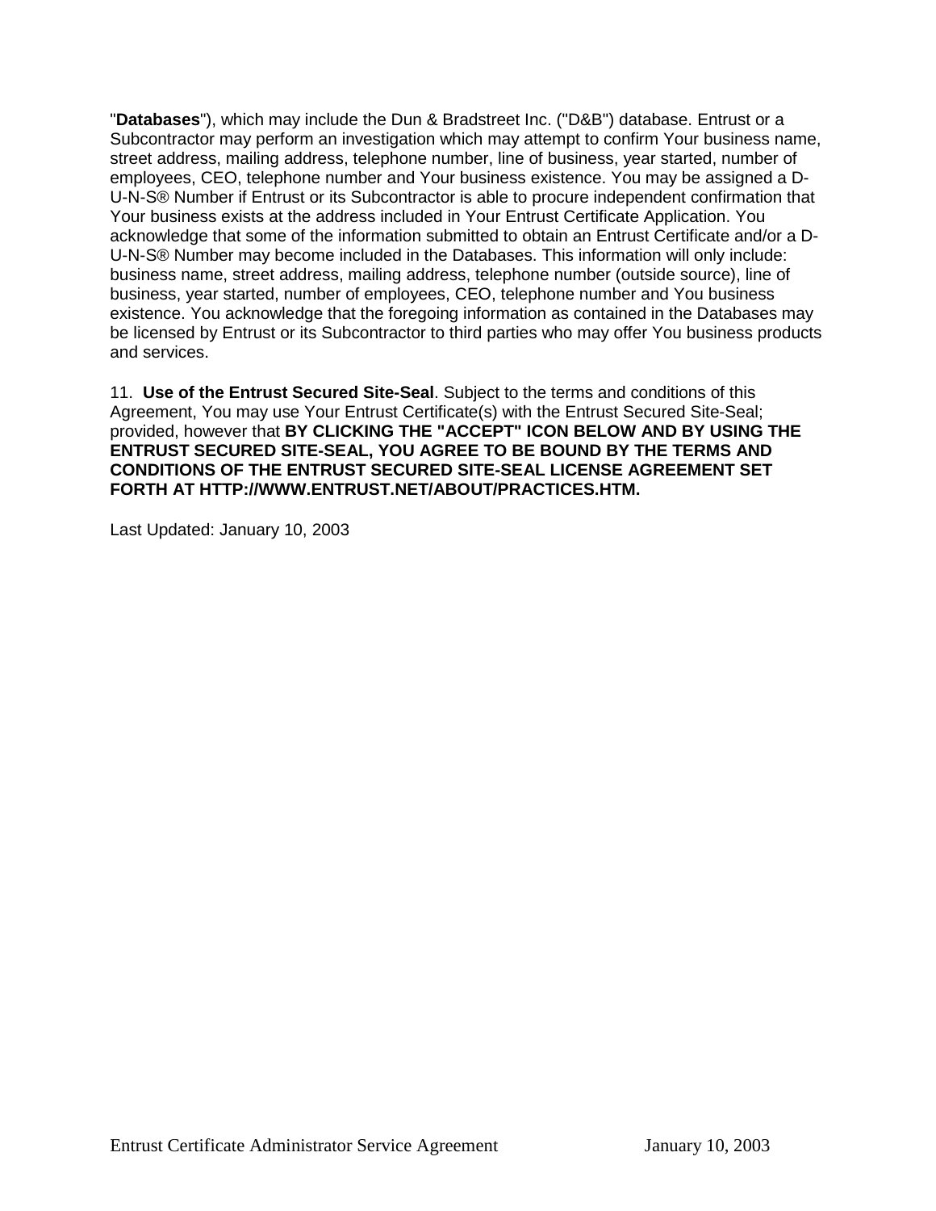"**Databases**"), which may include the Dun & Bradstreet Inc. ("D&B") database. Entrust or a Subcontractor may perform an investigation which may attempt to confirm Your business name, street address, mailing address, telephone number, line of business, year started, number of employees, CEO, telephone number and Your business existence. You may be assigned a D-U-N-S® Number if Entrust or its Subcontractor is able to procure independent confirmation that Your business exists at the address included in Your Entrust Certificate Application. You acknowledge that some of the information submitted to obtain an Entrust Certificate and/or a D-U-N-S® Number may become included in the Databases. This information will only include: business name, street address, mailing address, telephone number (outside source), line of business, year started, number of employees, CEO, telephone number and You business existence. You acknowledge that the foregoing information as contained in the Databases may be licensed by Entrust or its Subcontractor to third parties who may offer You business products and services.

11. **Use of the Entrust Secured Site-Seal**. Subject to the terms and conditions of this Agreement, You may use Your Entrust Certificate(s) with the Entrust Secured Site-Seal; provided, however that **BY CLICKING THE "ACCEPT" ICON BELOW AND BY USING THE ENTRUST SECURED SITE-SEAL, YOU AGREE TO BE BOUND BY THE TERMS AND CONDITIONS OF THE ENTRUST SECURED SITE-SEAL LICENSE AGREEMENT SET FORTH AT HTTP://WWW.ENTRUST.NET/ABOUT/PRACTICES.HTM.**

Last Updated: January 10, 2003